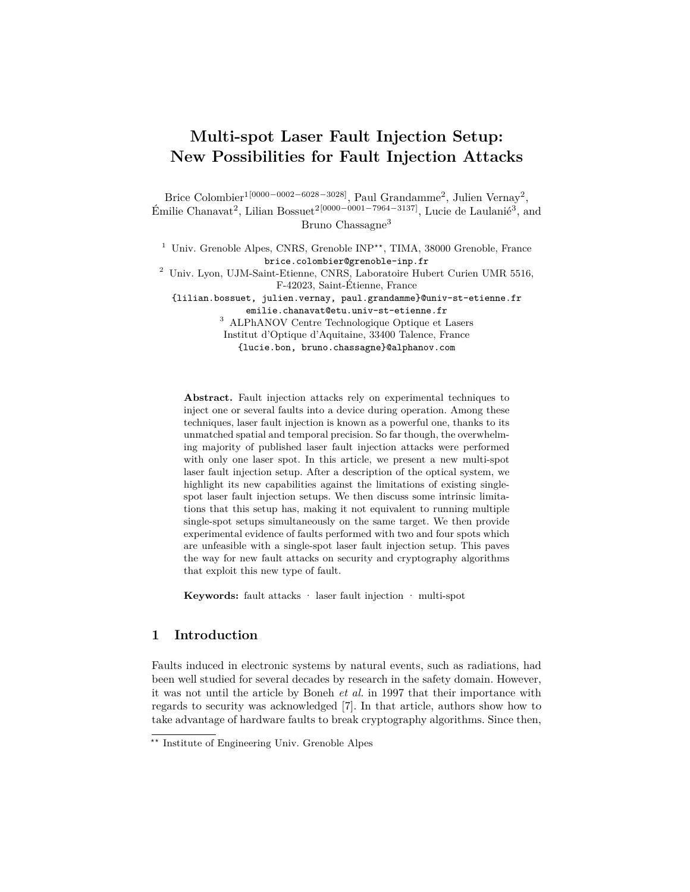# Multi-spot Laser Fault Injection Setup: New Possibilities for Fault Injection Attacks

Brice Colombier[1][0000−0002−6028−3028], Paul Grandamme[2], Julien Vernay[2], Émilie Chanavat[2], Lilian Bossuet[2][0000−0001−7964−3137], Lucie de Laulanié[3], and Bruno Chassagne[3]

[1] Univ. Grenoble Alpes, CNRS, Grenoble INP**, TIMA, 38000 Grenoble, France
brice.colombier@grenoble-inp.fr

[2] Univ. Lyon, UJM-Saint-Etienne, CNRS, Laboratoire Hubert Curien UMR 5516, F-42023, Saint-Étienne, France
{lilian.bossuet, julien.vernay, paul.grandamme}@univ-st-etienne.fr
emilie.chanavat@etu.univ-st-etienne.fr

[3] ALPhANOV Centre Technologique Optique et Lasers
Institut d'Optique d'Aquitaine, 33400 Talence, France
{lucie.bon, bruno.chassagne}@alphanov.com

**Abstract.** Fault injection attacks rely on experimental techniques to inject one or several faults into a device during operation. Among these techniques, laser fault injection is known as a powerful one, thanks to its unmatched spatial and temporal precision. So far though, the overwhelming majority of published laser fault injection attacks were performed with only one laser spot. In this article, we present a new multi-spot laser fault injection setup. After a description of the optical system, we highlight its new capabilities against the limitations of existing single-spot laser fault injection setups. We then discuss some intrinsic limitations that this setup has, making it not equivalent to running multiple single-spot setups simultaneously on the same target. We then provide experimental evidence of faults performed with two and four spots which are unfeasible with a single-spot laser fault injection setup. This paves the way for new fault attacks on security and cryptography algorithms that exploit this new type of fault.

**Keywords:** fault attacks · laser fault injection · multi-spot

## 1 Introduction

Faults induced in electronic systems by natural events, such as radiations, had been well studied for several decades by research in the safety domain. However, it was not until the article by Boneh *et al.* in 1997 that their importance with regards to security was acknowledged [7]. In that article, authors show how to take advantage of hardware faults to break cryptography algorithms. Since then,

** Institute of Engineering Univ. Grenoble Alpes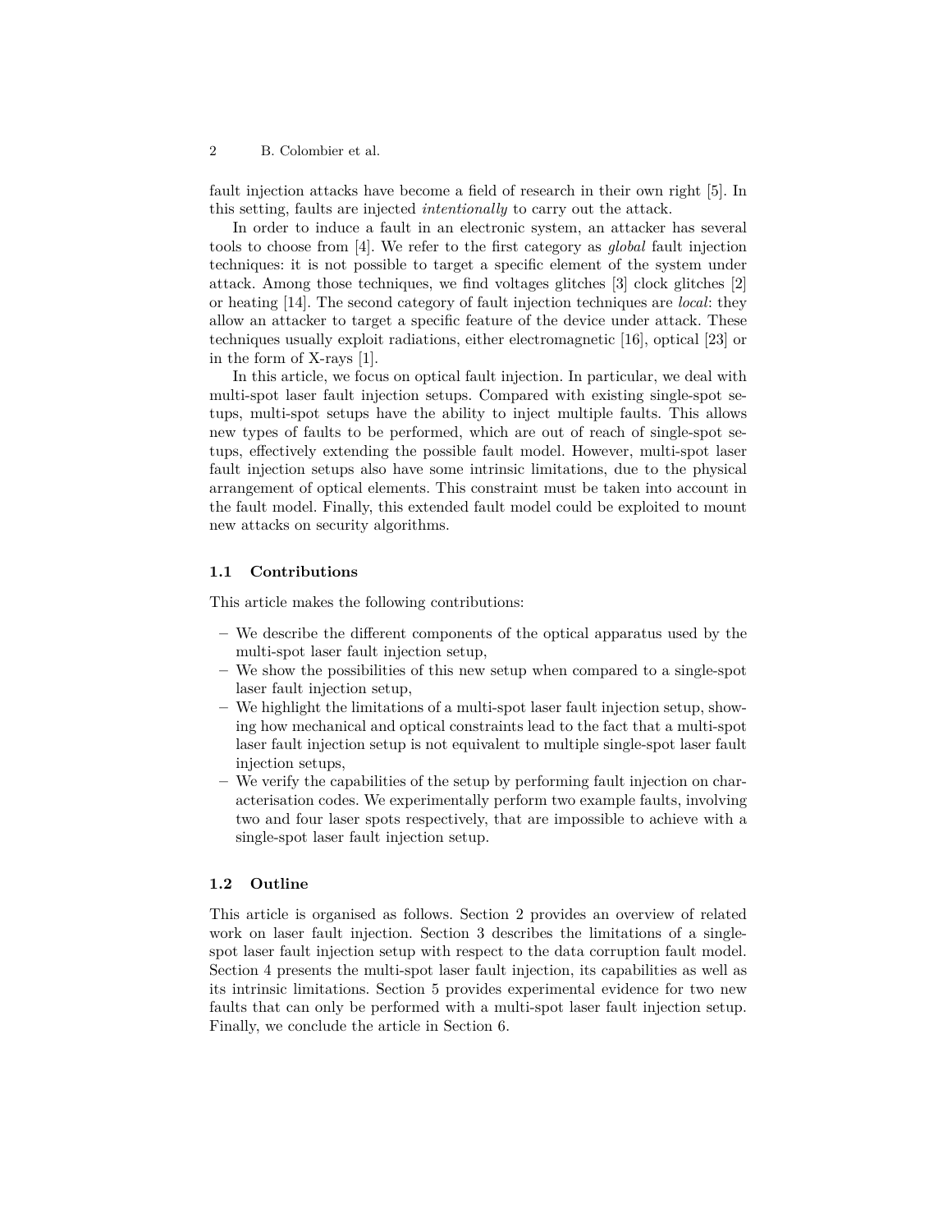fault injection attacks have become a field of research in their own right [5]. In this setting, faults are injected *intentionally* to carry out the attack.

In order to induce a fault in an electronic system, an attacker has several tools to choose from [4]. We refer to the first category as *global* fault injection techniques: it is not possible to target a specific element of the system under attack. Among those techniques, we find voltages glitches [3] clock glitches [2] or heating [14]. The second category of fault injection techniques are *local*: they allow an attacker to target a specific feature of the device under attack. These techniques usually exploit radiations, either electromagnetic [16], optical [23] or in the form of X-rays [1].

In this article, we focus on optical fault injection. In particular, we deal with multi-spot laser fault injection setups. Compared with existing single-spot setups, multi-spot setups have the ability to inject multiple faults. This allows new types of faults to be performed, which are out of reach of single-spot setups, effectively extending the possible fault model. However, multi-spot laser fault injection setups also have some intrinsic limitations, due to the physical arrangement of optical elements. This constraint must be taken into account in the fault model. Finally, this extended fault model could be exploited to mount new attacks on security algorithms.

### 1.1 Contributions

This article makes the following contributions:

- We describe the different components of the optical apparatus used by the multi-spot laser fault injection setup,
- We show the possibilities of this new setup when compared to a single-spot laser fault injection setup,
- We highlight the limitations of a multi-spot laser fault injection setup, showing how mechanical and optical constraints lead to the fact that a multi-spot laser fault injection setup is not equivalent to multiple single-spot laser fault injection setups,
- We verify the capabilities of the setup by performing fault injection on characterisation codes. We experimentally perform two example faults, involving two and four laser spots respectively, that are impossible to achieve with a single-spot laser fault injection setup.

### 1.2 Outline

This article is organised as follows. Section 2 provides an overview of related work on laser fault injection. Section 3 describes the limitations of a single-spot laser fault injection setup with respect to the data corruption fault model. Section 4 presents the multi-spot laser fault injection, its capabilities as well as its intrinsic limitations. Section 5 provides experimental evidence for two new faults that can only be performed with a multi-spot laser fault injection setup. Finally, we conclude the article in Section 6.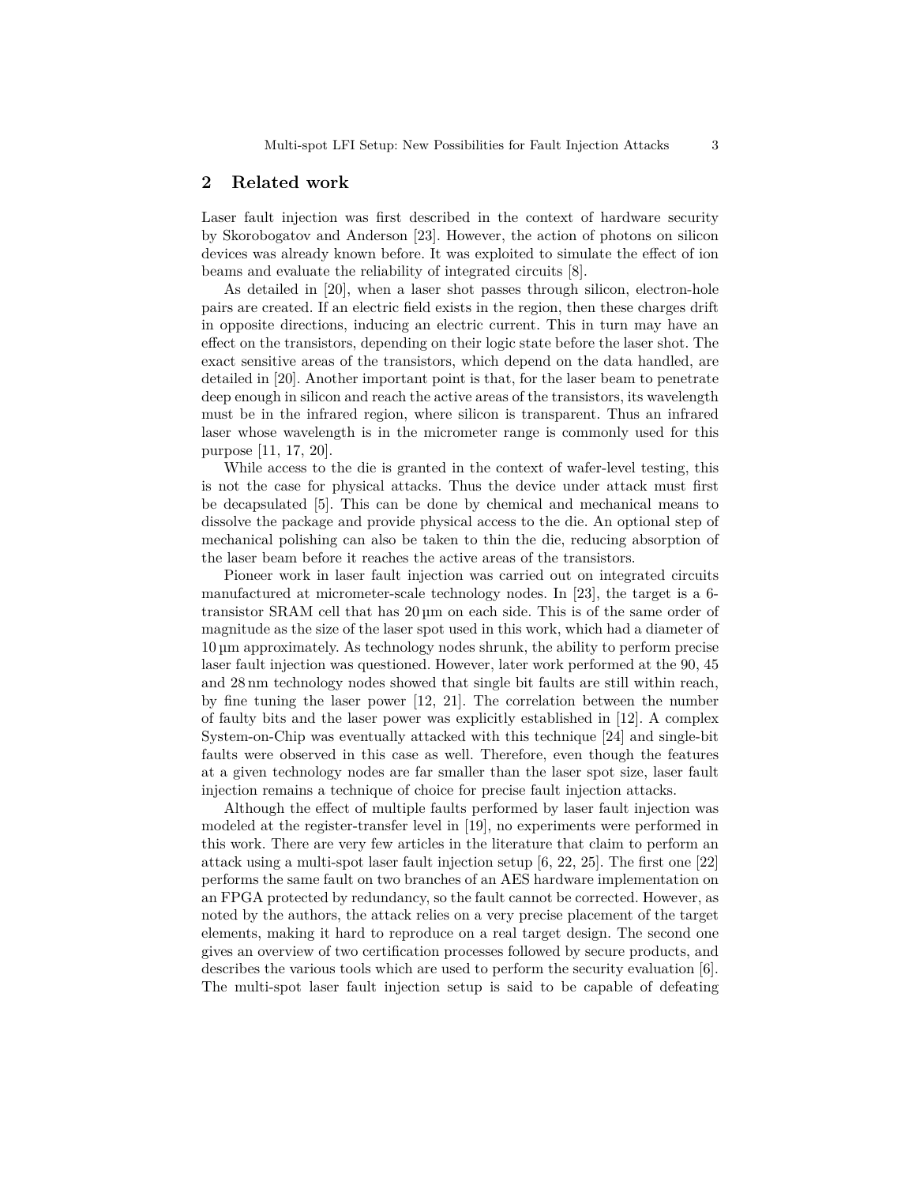## 2 Related work

Laser fault injection was first described in the context of hardware security by Skorobogatov and Anderson [23]. However, the action of photons on silicon devices was already known before. It was exploited to simulate the effect of ion beams and evaluate the reliability of integrated circuits [8].

As detailed in [20], when a laser shot passes through silicon, electron-hole pairs are created. If an electric field exists in the region, then these charges drift in opposite directions, inducing an electric current. This in turn may have an effect on the transistors, depending on their logic state before the laser shot. The exact sensitive areas of the transistors, which depend on the data handled, are detailed in [20]. Another important point is that, for the laser beam to penetrate deep enough in silicon and reach the active areas of the transistors, its wavelength must be in the infrared region, where silicon is transparent. Thus an infrared laser whose wavelength is in the micrometer range is commonly used for this purpose [11, 17, 20].

While access to the die is granted in the context of wafer-level testing, this is not the case for physical attacks. Thus the device under attack must first be decapsulated [5]. This can be done by chemical and mechanical means to dissolve the package and provide physical access to the die. An optional step of mechanical polishing can also be taken to thin the die, reducing absorption of the laser beam before it reaches the active areas of the transistors.

Pioneer work in laser fault injection was carried out on integrated circuits manufactured at micrometer-scale technology nodes. In [23], the target is a 6-transistor SRAM cell that has 20 µm on each side. This is of the same order of magnitude as the size of the laser spot used in this work, which had a diameter of 10 µm approximately. As technology nodes shrunk, the ability to perform precise laser fault injection was questioned. However, later work performed at the 90, 45 and 28 nm technology nodes showed that single bit faults are still within reach, by fine tuning the laser power [12, 21]. The correlation between the number of faulty bits and the laser power was explicitly established in [12]. A complex System-on-Chip was eventually attacked with this technique [24] and single-bit faults were observed in this case as well. Therefore, even though the features at a given technology nodes are far smaller than the laser spot size, laser fault injection remains a technique of choice for precise fault injection attacks.

Although the effect of multiple faults performed by laser fault injection was modeled at the register-transfer level in [19], no experiments were performed in this work. There are very few articles in the literature that claim to perform an attack using a multi-spot laser fault injection setup [6, 22, 25]. The first one [22] performs the same fault on two branches of an AES hardware implementation on an FPGA protected by redundancy, so the fault cannot be corrected. However, as noted by the authors, the attack relies on a very precise placement of the target elements, making it hard to reproduce on a real target design. The second one gives an overview of two certification processes followed by secure products, and describes the various tools which are used to perform the security evaluation [6]. The multi-spot laser fault injection setup is said to be capable of defeating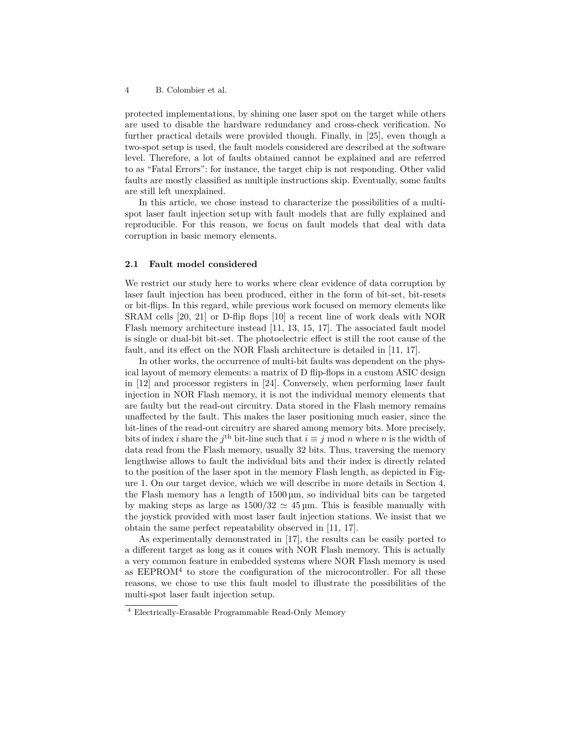protected implementations, by shining one laser spot on the target while others are used to disable the hardware redundancy and cross-check verification. No further practical details were provided though. Finally, in [25], even though a two-spot setup is used, the fault models considered are described at the software level. Therefore, a lot of faults obtained cannot be explained and are referred to as "Fatal Errors": for instance, the target chip is not responding. Other valid faults are mostly classified as multiple instructions skip. Eventually, some faults are still left unexplained.

In this article, we chose instead to characterize the possibilities of a multi-spot laser fault injection setup with fault models that are fully explained and reproducible. For this reason, we focus on fault models that deal with data corruption in basic memory elements.

### 2.1 Fault model considered

We restrict our study here to works where clear evidence of data corruption by laser fault injection has been produced, either in the form of bit-set, bit-resets or bit-flips. In this regard, while previous work focused on memory elements like SRAM cells [20, 21] or D-flip flops [10] a recent line of work deals with NOR Flash memory architecture instead [11, 13, 15, 17]. The associated fault model is single or dual-bit bit-set. The photoelectric effect is still the root cause of the fault, and its effect on the NOR Flash architecture is detailed in [11, 17].

In other works, the occurrence of multi-bit faults was dependent on the physical layout of memory elements: a matrix of D flip-flops in a custom ASIC design in [12] and processor registers in [24]. Conversely, when performing laser fault injection in NOR Flash memory, it is not the individual memory elements that are faulty but the read-out circuitry. Data stored in the Flash memory remains unaffected by the fault. This makes the laser positioning much easier, since the bit-lines of the read-out circuitry are shared among memory bits. More precisely, bits of index $i$ share the $j^{\text{th}}$ bit-line such that $i \equiv j \bmod n$ where $n$ is the width of data read from the Flash memory, usually 32 bits. Thus, traversing the memory lengthwise allows to fault the individual bits and their index is directly related to the position of the laser spot in the memory Flash length, as depicted in Figure 1. On our target device, which we will describe in more details in Section 4, the Flash memory has a length of 1500 µm, so individual bits can be targeted by making steps as large as $1500/32 \simeq 45$ µm. This is feasible manually with the joystick provided with most laser fault injection stations. We insist that we obtain the same perfect repeatability observed in [11, 17].

As experimentally demonstrated in [17], the results can be easily ported to a different target as long as it comes with NOR Flash memory. This is actually a very common feature in embedded systems where NOR Flash memory is used as EEPROM[4] to store the configuration of the microcontroller. For all these reasons, we chose to use this fault model to illustrate the possibilities of the multi-spot laser fault injection setup.

[4] Electrically-Erasable Programmable Read-Only Memory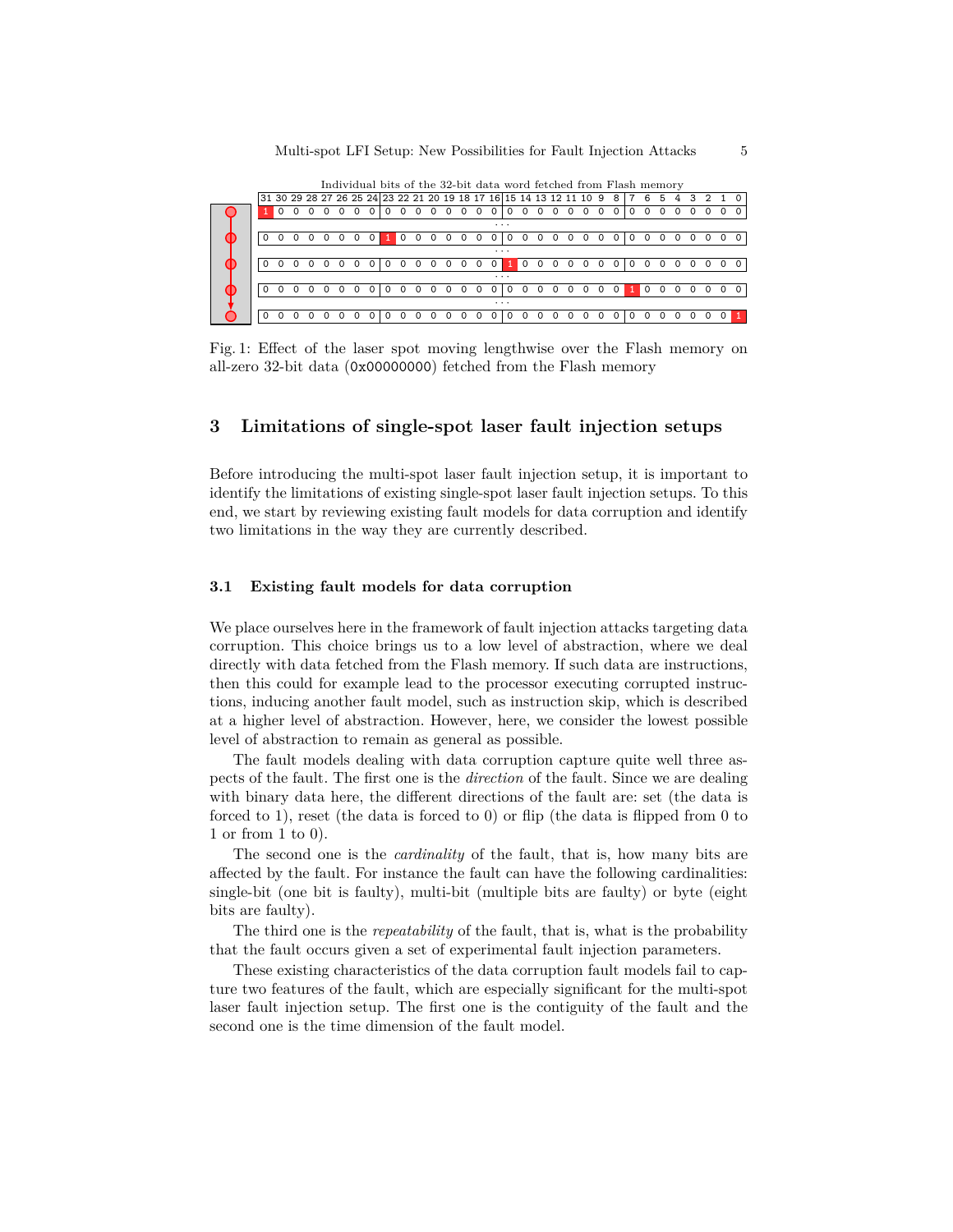Individual bits of the 32-bit data word fetched from Flash memory

31 30 29 28 27 26 25 24 | 23 22 21 20 19 18 17 16 | 15 14 13 12 11 10 9 8 | 7 6 5 4 3 2 1 0

1 0 0 0 0 0 0 0 | 0 0 0 0 0 0 0 0 | 0 0 0 0 0 0 0 0 | 0 0 0 0 0 0 0 0

...

0 0 0 0 0 0 0 0 | 1 0 0 0 0 0 0 0 | 0 0 0 0 0 0 0 0 | 0 0 0 0 0 0 0 0

...

0 0 0 0 0 0 0 0 | 0 0 0 0 0 0 0 0 | 1 0 0 0 0 0 0 0 | 0 0 0 0 0 0 0 0

...

0 0 0 0 0 0 0 0 | 0 0 0 0 0 0 0 0 | 0 0 0 0 0 0 0 0 | 1 0 0 0 0 0 0 0

...

0 0 0 0 0 0 0 0 | 0 0 0 0 0 0 0 0 | 0 0 0 0 0 0 0 0 | 0 0 0 0 0 0 0 1

Fig. 1: Effect of the laser spot moving lengthwise over the Flash memory on all-zero 32-bit data (0x00000000) fetched from the Flash memory

## 3 Limitations of single-spot laser fault injection setups

Before introducing the multi-spot laser fault injection setup, it is important to identify the limitations of existing single-spot laser fault injection setups. To this end, we start by reviewing existing fault models for data corruption and identify two limitations in the way they are currently described.

### 3.1 Existing fault models for data corruption

We place ourselves here in the framework of fault injection attacks targeting data corruption. This choice brings us to a low level of abstraction, where we deal directly with data fetched from the Flash memory. If such data are instructions, then this could for example lead to the processor executing corrupted instructions, inducing another fault model, such as instruction skip, which is described at a higher level of abstraction. However, here, we consider the lowest possible level of abstraction to remain as general as possible.

The fault models dealing with data corruption capture quite well three aspects of the fault. The first one is the *direction* of the fault. Since we are dealing with binary data here, the different directions of the fault are: set (the data is forced to 1), reset (the data is forced to 0) or flip (the data is flipped from 0 to 1 or from 1 to 0).

The second one is the *cardinality* of the fault, that is, how many bits are affected by the fault. For instance the fault can have the following cardinalities: single-bit (one bit is faulty), multi-bit (multiple bits are faulty) or byte (eight bits are faulty).

The third one is the *repeatability* of the fault, that is, what is the probability that the fault occurs given a set of experimental fault injection parameters.

These existing characteristics of the data corruption fault models fail to capture two features of the fault, which are especially significant for the multi-spot laser fault injection setup. The first one is the contiguity of the fault and the second one is the time dimension of the fault model.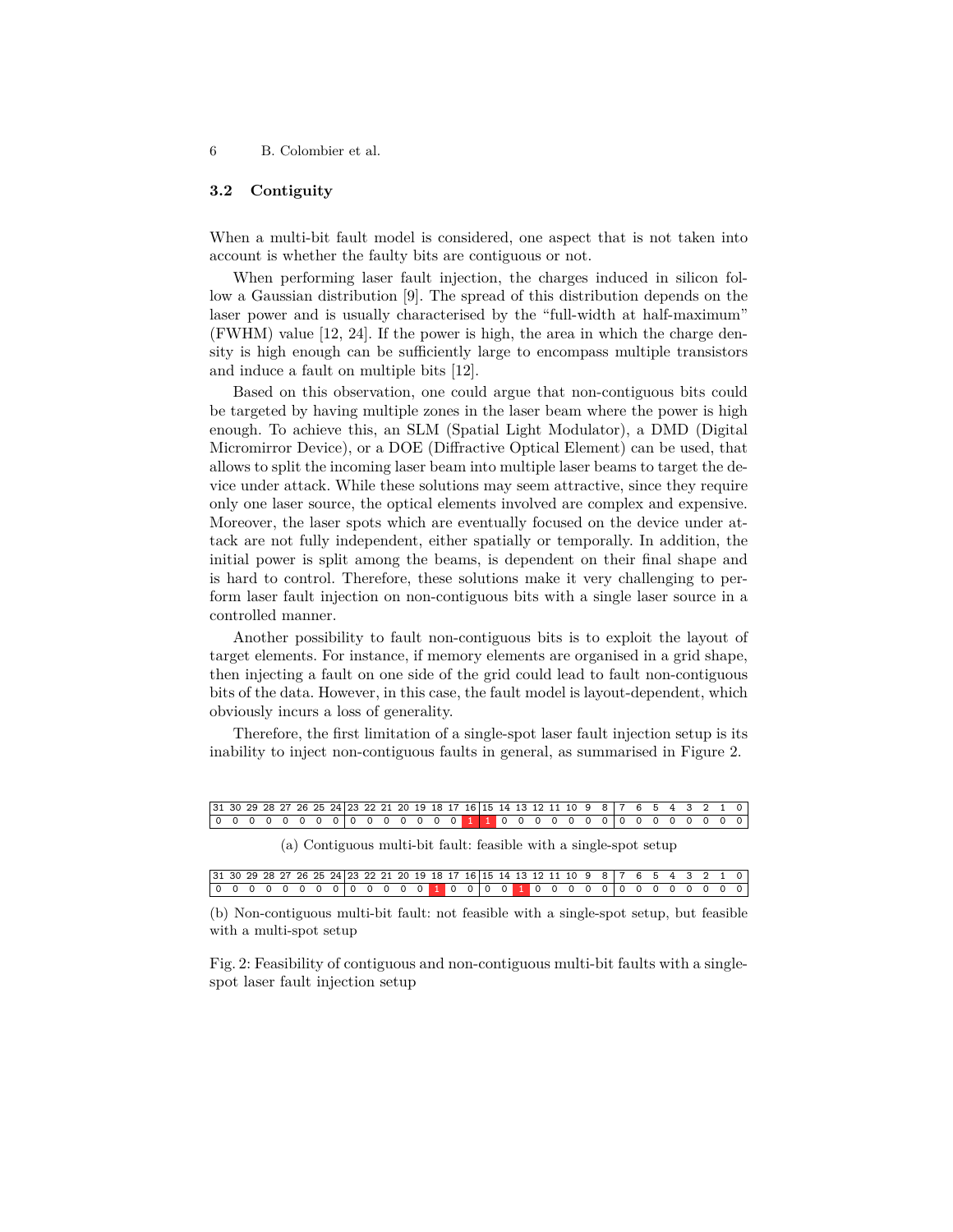### 3.2 Contiguity

When a multi-bit fault model is considered, one aspect that is not taken into account is whether the faulty bits are contiguous or not.

When performing laser fault injection, the charges induced in silicon follow a Gaussian distribution [9]. The spread of this distribution depends on the laser power and is usually characterised by the "full-width at half-maximum" (FWHM) value [12, 24]. If the power is high, the area in which the charge density is high enough can be sufficiently large to encompass multiple transistors and induce a fault on multiple bits [12].

Based on this observation, one could argue that non-contiguous bits could be targeted by having multiple zones in the laser beam where the power is high enough. To achieve this, an SLM (Spatial Light Modulator), a DMD (Digital Micromirror Device), or a DOE (Diffractive Optical Element) can be used, that allows to split the incoming laser beam into multiple laser beams to target the device under attack. While these solutions may seem attractive, since they require only one laser source, the optical elements involved are complex and expensive. Moreover, the laser spots which are eventually focused on the device under attack are not fully independent, either spatially or temporally. In addition, the initial power is split among the beams, is dependent on their final shape and is hard to control. Therefore, these solutions make it very challenging to perform laser fault injection on non-contiguous bits with a single laser source in a controlled manner.

Another possibility to fault non-contiguous bits is to exploit the layout of target elements. For instance, if memory elements are organised in a grid shape, then injecting a fault on one side of the grid could lead to fault non-contiguous bits of the data. However, in this case, the fault model is layout-dependent, which obviously incurs a loss of generality.

Therefore, the first limitation of a single-spot laser fault injection setup is its inability to inject non-contiguous faults in general, as summarised in Figure 2.

| 31 | 30 | 29 | 28 | 27 | 26 | 25 | 24 | 23 | 22 | 21 | 20 | 19 | 18 | 17 | 16 | 15 | 14 | 13 | 12 | 11 | 10 | 9 | 8 | 7 | 6 | 5 | 4 | 3 | 2 | 1 | 0 |
|---|---|---|---|---|---|---|---|---|---|---|---|---|---|---|---|---|---|---|---|---|---|---|---|---|---|---|---|---|---|---|---|
| 0 | 0 | 0 | 0 | 0 | 0 | 0 | 0 | 0 | 0 | 0 | 0 | 0 | 0 | 0 | 1 | 1 | 0 | 0 | 0 | 0 | 0 | 0 | 0 | 0 | 0 | 0 | 0 | 0 | 0 | 0 | 0 |

(a) Contiguous multi-bit fault: feasible with a single-spot setup

| 31 | 30 | 29 | 28 | 27 | 26 | 25 | 24 | 23 | 22 | 21 | 20 | 19 | 18 | 17 | 16 | 15 | 14 | 13 | 12 | 11 | 10 | 9 | 8 | 7 | 6 | 5 | 4 | 3 | 2 | 1 | 0 |
|---|---|---|---|---|---|---|---|---|---|---|---|---|---|---|---|---|---|---|---|---|---|---|---|---|---|---|---|---|---|---|---|
| 0 | 0 | 0 | 0 | 0 | 0 | 0 | 0 | 0 | 0 | 0 | 0 | 0 | 1 | 0 | 0 | 0 | 0 | 1 | 0 | 0 | 0 | 0 | 0 | 0 | 0 | 0 | 0 | 0 | 0 | 0 | 0 |

(b) Non-contiguous multi-bit fault: not feasible with a single-spot setup, but feasible with a multi-spot setup

Fig. 2: Feasibility of contiguous and non-contiguous multi-bit faults with a single-spot laser fault injection setup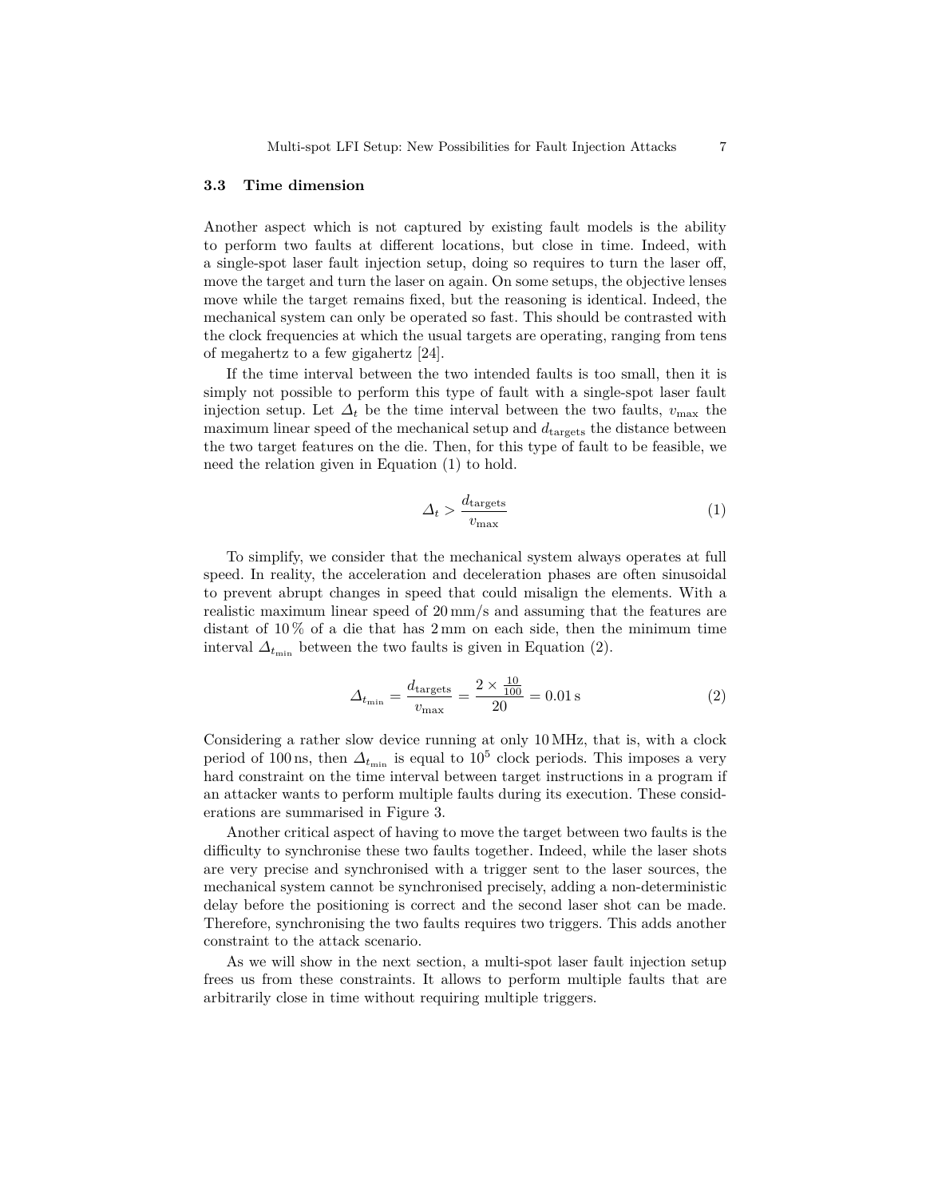### 3.3 Time dimension

Another aspect which is not captured by existing fault models is the ability to perform two faults at different locations, but close in time. Indeed, with a single-spot laser fault injection setup, doing so requires to turn the laser off, move the target and turn the laser on again. On some setups, the objective lenses move while the target remains fixed, but the reasoning is identical. Indeed, the mechanical system can only be operated so fast. This should be contrasted with the clock frequencies at which the usual targets are operating, ranging from tens of megahertz to a few gigahertz [24].

If the time interval between the two intended faults is too small, then it is simply not possible to perform this type of fault with a single-spot laser fault injection setup. Let $\Delta_t$ be the time interval between the two faults, $v_{\max}$ the maximum linear speed of the mechanical setup and $d_{\text{targets}}$ the distance between the two target features on the die. Then, for this type of fault to be feasible, we need the relation given in Equation (1) to hold.

$$\Delta_t > \frac{d_{\text{targets}}}{v_{\max}} \tag{1}$$

To simplify, we consider that the mechanical system always operates at full speed. In reality, the acceleration and deceleration phases are often sinusoidal to prevent abrupt changes in speed that could misalign the elements. With a realistic maximum linear speed of 20 mm/s and assuming that the features are distant of 10 % of a die that has 2 mm on each side, then the minimum time interval $\Delta_{t_{\min}}$ between the two faults is given in Equation (2).

$$\Delta_{t_{\min}} = \frac{d_{\text{targets}}}{v_{\max}} = \frac{2 \times \frac{10}{100}}{20} = 0.01\,\text{s} \tag{2}$$

Considering a rather slow device running at only 10 MHz, that is, with a clock period of 100 ns, then $\Delta_{t_{\min}}$ is equal to $10^5$ clock periods. This imposes a very hard constraint on the time interval between target instructions in a program if an attacker wants to perform multiple faults during its execution. These considerations are summarised in Figure 3.

Another critical aspect of having to move the target between two faults is the difficulty to synchronise these two faults together. Indeed, while the laser shots are very precise and synchronised with a trigger sent to the laser sources, the mechanical system cannot be synchronised precisely, adding a non-deterministic delay before the positioning is correct and the second laser shot can be made. Therefore, synchronising the two faults requires two triggers. This adds another constraint to the attack scenario.

As we will show in the next section, a multi-spot laser fault injection setup frees us from these constraints. It allows to perform multiple faults that are arbitrarily close in time without requiring multiple triggers.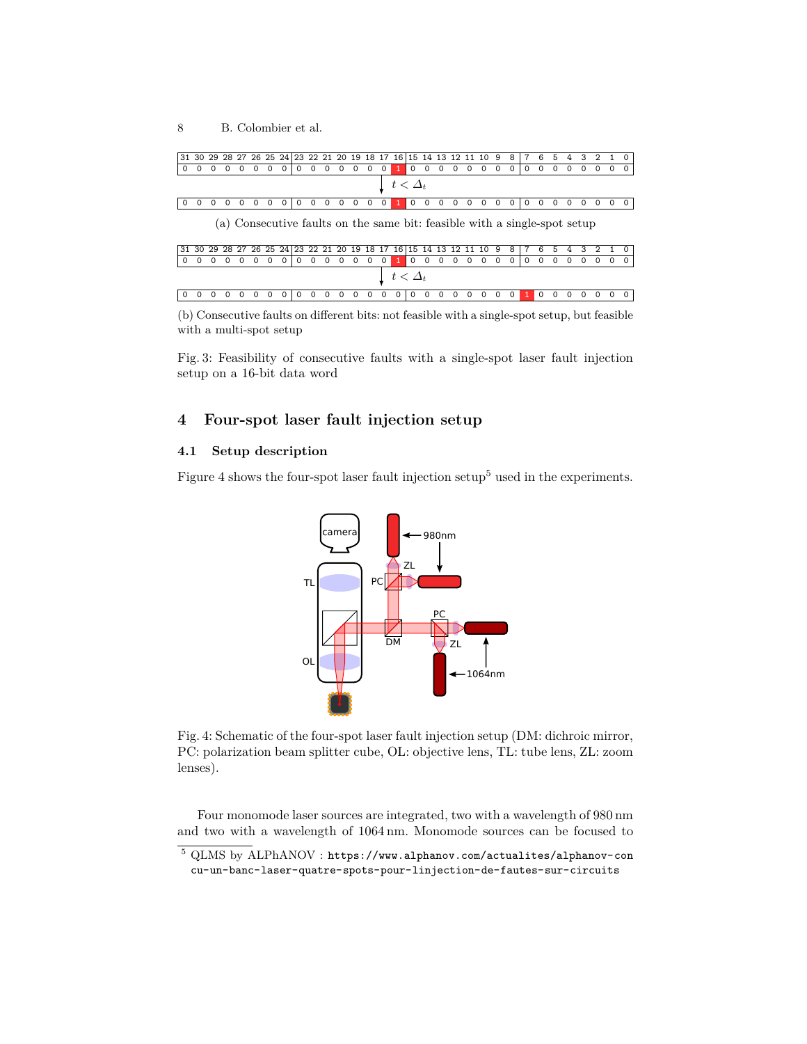| 31 | 30 | 29 | 28 | 27 | 26 | 25 | 24 | 23 | 22 | 21 | 20 | 19 | 18 | 17 | 16 | 15 | 14 | 13 | 12 | 11 | 10 | 9 | 8 | 7 | 6 | 5 | 4 | 3 | 2 | 1 | 0 |
|---|---|---|---|---|---|---|---|---|---|---|---|---|---|---|---|---|---|---|---|---|---|---|---|---|---|---|---|---|---|---|---|
| 0 | 0 | 0 | 0 | 0 | 0 | 0 | 0 | 0 | 0 | 0 | 0 | 0 | 0 | 0 | 1 | 0 | 0 | 0 | 0 | 0 | 0 | 0 | 0 | 0 | 0 | 0 | 0 | 0 | 0 | 0 | 0 |

$t < \Delta_t$

| 0 | 0 | 0 | 0 | 0 | 0 | 0 | 0 | 0 | 0 | 0 | 0 | 0 | 0 | 0 | 1 | 0 | 0 | 0 | 0 | 0 | 0 | 0 | 0 | 0 | 0 | 0 | 0 | 0 | 0 | 0 | 0 |
|---|---|---|---|---|---|---|---|---|---|---|---|---|---|---|---|---|---|---|---|---|---|---|---|---|---|---|---|---|---|---|---|

(a) Consecutive faults on the same bit: feasible with a single-spot setup

| 31 | 30 | 29 | 28 | 27 | 26 | 25 | 24 | 23 | 22 | 21 | 20 | 19 | 18 | 17 | 16 | 15 | 14 | 13 | 12 | 11 | 10 | 9 | 8 | 7 | 6 | 5 | 4 | 3 | 2 | 1 | 0 |
|---|---|---|---|---|---|---|---|---|---|---|---|---|---|---|---|---|---|---|---|---|---|---|---|---|---|---|---|---|---|---|---|
| 0 | 0 | 0 | 0 | 0 | 0 | 0 | 0 | 0 | 0 | 0 | 0 | 0 | 0 | 0 | 1 | 0 | 0 | 0 | 0 | 0 | 0 | 0 | 0 | 0 | 0 | 0 | 0 | 0 | 0 | 0 | 0 |

$t < \Delta_t$

| 0 | 0 | 0 | 0 | 0 | 0 | 0 | 0 | 0 | 0 | 0 | 0 | 0 | 0 | 0 | 0 | 0 | 0 | 0 | 0 | 0 | 0 | 0 | 0 | 1 | 0 | 0 | 0 | 0 | 0 | 0 | 0 |
|---|---|---|---|---|---|---|---|---|---|---|---|---|---|---|---|---|---|---|---|---|---|---|---|---|---|---|---|---|---|---|---|

(b) Consecutive faults on different bits: not feasible with a single-spot setup, but feasible with a multi-spot setup

Fig. 3: Feasibility of consecutive faults with a single-spot laser fault injection setup on a 16-bit data word

## 4 Four-spot laser fault injection setup

### 4.1 Setup description

Figure 4 shows the four-spot laser fault injection setup[5] used in the experiments.

Fig. 4: Schematic of the four-spot laser fault injection setup (DM: dichroic mirror, PC: polarization beam splitter cube, OL: objective lens, TL: tube lens, ZL: zoom lenses).

Four monomode laser sources are integrated, two with a wavelength of 980 nm and two with a wavelength of 1064 nm. Monomode sources can be focused to

[5] QLMS by ALPhANOV : https://www.alphanov.com/actualites/alphanov-concu-un-banc-laser-quatre-spots-pour-linjection-de-fautes-sur-circuits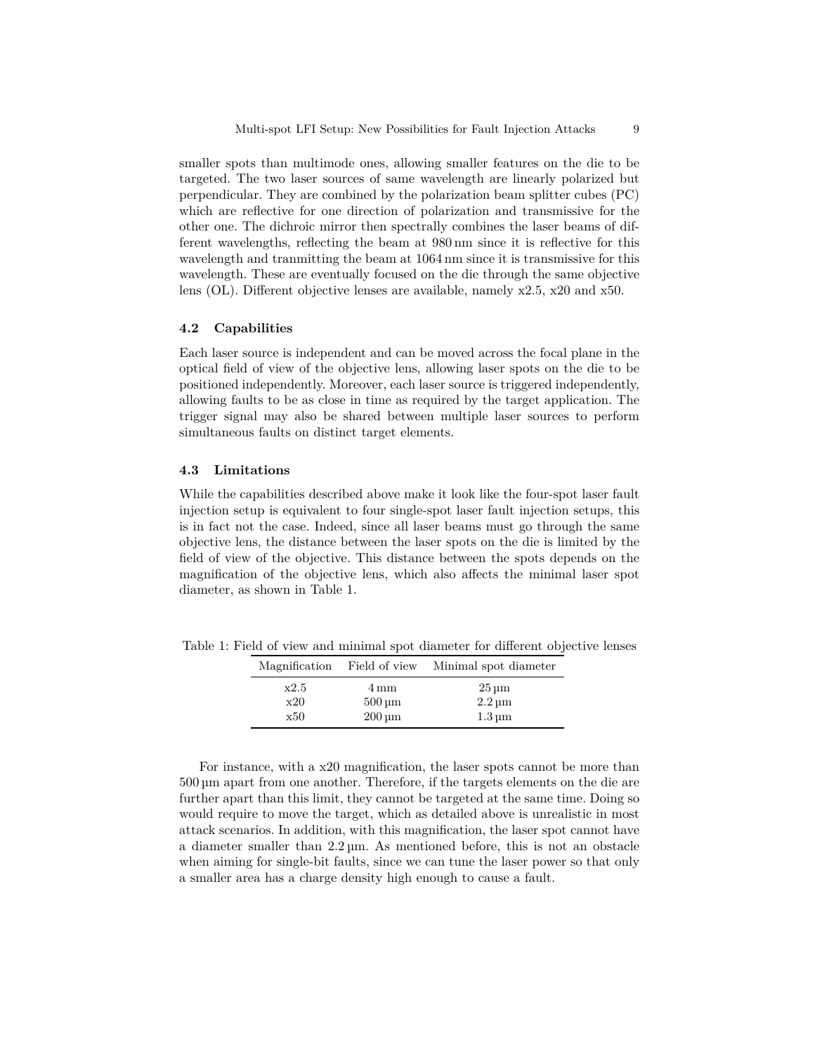smaller spots than multimode ones, allowing smaller features on the die to be targeted. The two laser sources of same wavelength are linearly polarized but perpendicular. They are combined by the polarization beam splitter cubes (PC) which are reflective for one direction of polarization and transmissive for the other one. The dichroic mirror then spectrally combines the laser beams of different wavelengths, reflecting the beam at 980 nm since it is reflective for this wavelength and tranmitting the beam at 1064 nm since it is transmissive for this wavelength. These are eventually focused on the die through the same objective lens (OL). Different objective lenses are available, namely x2.5, x20 and x50.

### 4.2 Capabilities

Each laser source is independent and can be moved across the focal plane in the optical field of view of the objective lens, allowing laser spots on the die to be positioned independently. Moreover, each laser source is triggered independently, allowing faults to be as close in time as required by the target application. The trigger signal may also be shared between multiple laser sources to perform simultaneous faults on distinct target elements.

### 4.3 Limitations

While the capabilities described above make it look like the four-spot laser fault injection setup is equivalent to four single-spot laser fault injection setups, this is in fact not the case. Indeed, since all laser beams must go through the same objective lens, the distance between the laser spots on the die is limited by the field of view of the objective. This distance between the spots depends on the magnification of the objective lens, which also affects the minimal laser spot diameter, as shown in Table 1.

Table 1: Field of view and minimal spot diameter for different objective lenses

| Magnification | Field of view | Minimal spot diameter |
|---|---|---|
| x2.5 | 4 mm | 25 µm |
| x20 | 500 µm | 2.2 µm |
| x50 | 200 µm | 1.3 µm |

For instance, with a x20 magnification, the laser spots cannot be more than 500 µm apart from one another. Therefore, if the targets elements on the die are further apart than this limit, they cannot be targeted at the same time. Doing so would require to move the target, which as detailed above is unrealistic in most attack scenarios. In addition, with this magnification, the laser spot cannot have a diameter smaller than 2.2 µm. As mentioned before, this is not an obstacle when aiming for single-bit faults, since we can tune the laser power so that only a smaller area has a charge density high enough to cause a fault.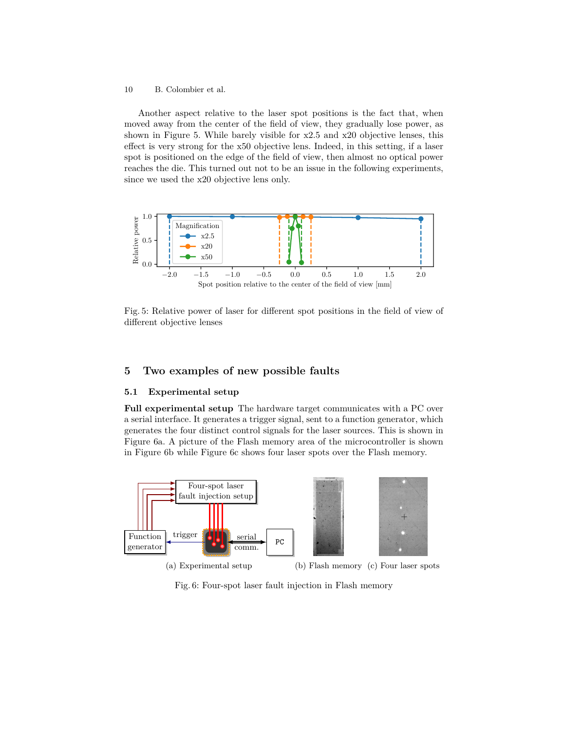Another aspect relative to the laser spot positions is the fact that, when moved away from the center of the field of view, they gradually lose power, as shown in Figure 5. While barely visible for x2.5 and x20 objective lenses, this effect is very strong for the x50 objective lens. Indeed, in this setting, if a laser spot is positioned on the edge of the field of view, then almost no optical power reaches the die. This turned out not to be an issue in the following experiments, since we used the x20 objective lens only.

Fig. 5: Relative power of laser for different spot positions in the field of view of different objective lenses

## 5 Two examples of new possible faults

### 5.1 Experimental setup

**Full experimental setup** The hardware target communicates with a PC over a serial interface. It generates a trigger signal, sent to a function generator, which generates the four distinct control signals for the laser sources. This is shown in Figure 6a. A picture of the Flash memory area of the microcontroller is shown in Figure 6b while Figure 6c shows four laser spots over the Flash memory.

(a) Experimental setup (b) Flash memory (c) Four laser spots

Fig. 6: Four-spot laser fault injection in Flash memory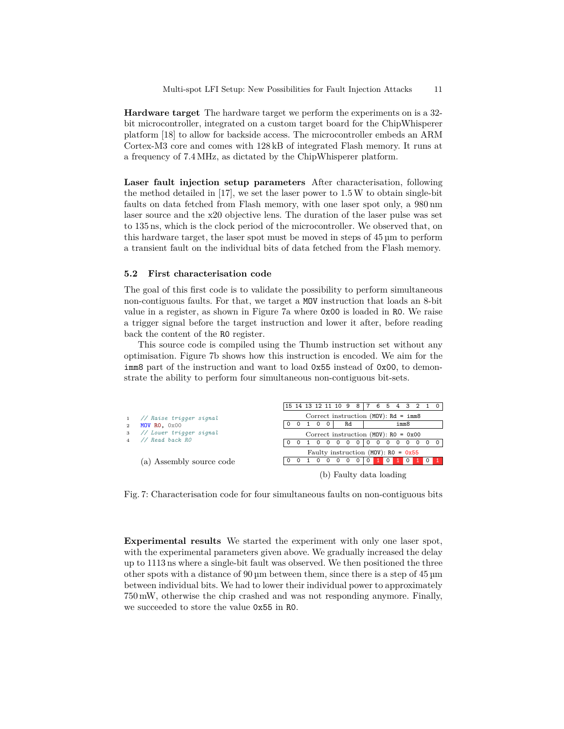**Hardware target** The hardware target we perform the experiments on is a 32-bit microcontroller, integrated on a custom target board for the ChipWhisperer platform [18] to allow for backside access. The microcontroller embeds an ARM Cortex-M3 core and comes with 128 kB of integrated Flash memory. It runs at a frequency of 7.4 MHz, as dictated by the ChipWhisperer platform.

**Laser fault injection setup parameters** After characterisation, following the method detailed in [17], we set the laser power to 1.5 W to obtain single-bit faults on data fetched from Flash memory, with one laser spot only, a 980 nm laser source and the x20 objective lens. The duration of the laser pulse was set to 135 ns, which is the clock period of the microcontroller. We observed that, on this hardware target, the laser spot must be moved in steps of 45 µm to perform a transient fault on the individual bits of data fetched from the Flash memory.

### 5.2 First characterisation code

The goal of this first code is to validate the possibility to perform simultaneous non-contiguous faults. For that, we target a `MOV` instruction that loads an 8-bit value in a register, as shown in Figure 7a where `0x00` is loaded in `R0`. We raise a trigger signal before the target instruction and lower it after, before reading back the content of the `R0` register.

This source code is compiled using the Thumb instruction set without any optimisation. Figure 7b shows how this instruction is encoded. We aim for the `imm8` part of the instruction and want to load `0x55` instead of `0x00`, to demonstrate the ability to perform four simultaneous non-contiguous bit-sets.

```
1  // Raise trigger signal
2  MOV R0, 0x00
3  // Lower trigger signal
4  // Read back R0
```

(a) Assembly source code

| 15 | 14 | 13 | 12 | 11 | 10 | 9 | 8 | 7 | 6 | 5 | 4 | 3 | 2 | 1 | 0 |
|---|---|---|---|---|---|---|---|---|---|---|---|---|---|---|---|
| Correct instruction (MOV): Rd = imm8 | | | | | | | | | | | | | | | |
| 0 | 0 | 1 | 0 | 0 | Rd | | | imm8 | | | | | | | |
| Correct instruction (MOV): R0 = 0x00 | | | | | | | | | | | | | | | |
| 0 | 0 | 1 | 0 | 0 | 0 | 0 | 0 | 0 | 0 | 0 | 0 | 0 | 0 | 0 | 0 |
| Faulty instruction (MOV): R0 = 0x55 | | | | | | | | | | | | | | | |
| 0 | 0 | 1 | 0 | 0 | 0 | 0 | 0 | 0 | **1** | 0 | **1** | 0 | **1** | 0 | **1** |

(b) Faulty data loading

Fig. 7: Characterisation code for four simultaneous faults on non-contiguous bits

**Experimental results** We started the experiment with only one laser spot, with the experimental parameters given above. We gradually increased the delay up to 1113 ns where a single-bit fault was observed. We then positioned the three other spots with a distance of 90 µm between them, since there is a step of 45 µm between individual bits. We had to lower their individual power to approximately 750 mW, otherwise the chip crashed and was not responding anymore. Finally, we succeeded to store the value `0x55` in `R0`.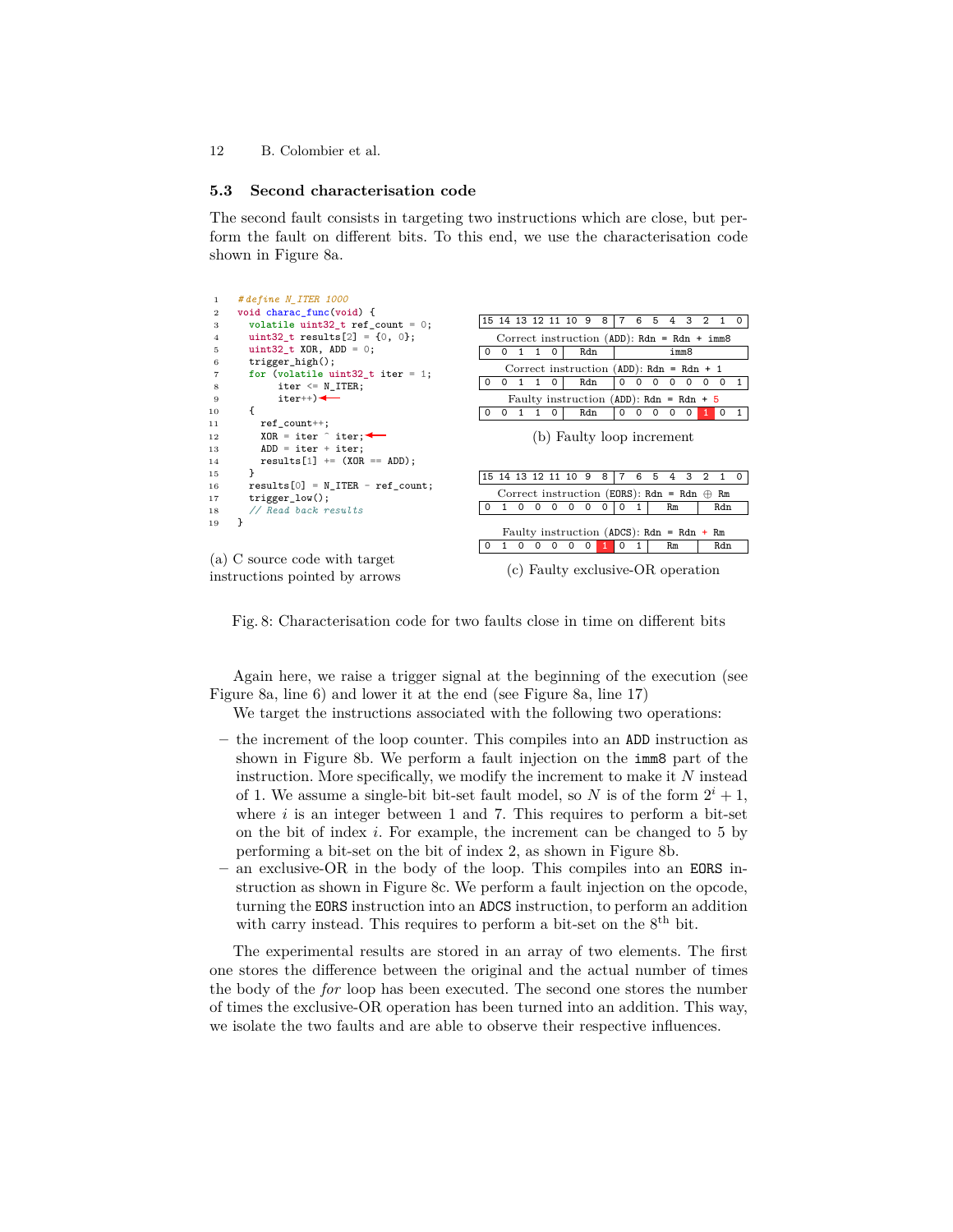### 5.3 Second characterisation code

The second fault consists in targeting two instructions which are close, but perform the fault on different bits. To this end, we use the characterisation code shown in Figure 8a.

```
1  #define N_ITER 1000
2  void charac_func(void) {
3    volatile uint32_t ref_count = 0;
4    uint32_t results[2] = {0, 0};
5    uint32_t XOR, ADD = 0;
6    trigger_high();
7    for (volatile uint32_t iter = 1;
8         iter <= N_ITER;
9         iter++)←
10   {
11     ref_count++;
12     XOR = iter ^ iter;←
13     ADD = iter + iter;
14     results[1] += (XOR == ADD);
15   }
16   results[0] = N_ITER - ref_count;
17   trigger_low();
18   // Read back results
19 }
```

(a) C source code with target instructions pointed by arrows

| 15 | 14 | 13 | 12 | 11 | 10 | 9 | 8 | 7 | 6 | 5 | 4 | 3 | 2 | 1 | 0 |
|---|---|---|---|---|---|---|---|---|---|---|---|---|---|---|---|
| Correct instruction (ADD): Rdn = Rdn + imm8 | | | | | | | | | | | | | | | |
| 0 | 0 | 1 | 1 | 0 | Rdn | | | imm8 | | | | | | | |
| Correct instruction (ADD): Rdn = Rdn + 1 | | | | | | | | | | | | | | | |
| 0 | 0 | 1 | 1 | 0 | Rdn | | | 0 | 0 | 0 | 0 | 0 | 0 | 0 | 1 |
| Faulty instruction (ADD): Rdn = Rdn + 5 | | | | | | | | | | | | | | | |
| 0 | 0 | 1 | 1 | 0 | Rdn | | | 0 | 0 | 0 | 0 | 0 | **1** | 0 | 1 |

(b) Faulty loop increment

| 15 | 14 | 13 | 12 | 11 | 10 | 9 | 8 | 7 | 6 | 5 | 4 | 3 | 2 | 1 | 0 |
|---|---|---|---|---|---|---|---|---|---|---|---|---|---|---|---|
| Correct instruction (EORS): Rdn = Rdn ⊕ Rm | | | | | | | | | | | | | | | |
| 0 | 1 | 0 | 0 | 0 | 0 | 0 | 0 | 0 | 1 | Rm | | | Rdn | | |
| Faulty instruction (ADCS): Rdn = Rdn + Rm | | | | | | | | | | | | | | | |
| 0 | 1 | 0 | 0 | 0 | 0 | 0 | **1** | 0 | 1 | Rm | | | Rdn | | |

(c) Faulty exclusive-OR operation

Fig. 8: Characterisation code for two faults close in time on different bits

Again here, we raise a trigger signal at the beginning of the execution (see Figure 8a, line 6) and lower it at the end (see Figure 8a, line 17)

We target the instructions associated with the following two operations:

- the increment of the loop counter. This compiles into an `ADD` instruction as shown in Figure 8b. We perform a fault injection on the `imm8` part of the instruction. More specifically, we modify the increment to make it $N$ instead of 1. We assume a single-bit bit-set fault model, so $N$ is of the form $2^i + 1$, where $i$ is an integer between 1 and 7. This requires to perform a bit-set on the bit of index $i$. For example, the increment can be changed to 5 by performing a bit-set on the bit of index 2, as shown in Figure 8b.
- an exclusive-OR in the body of the loop. This compiles into an `EORS` instruction as shown in Figure 8c. We perform a fault injection on the opcode, turning the `EORS` instruction into an `ADCS` instruction, to perform an addition with carry instead. This requires to perform a bit-set on the $8^{\text{th}}$ bit.

The experimental results are stored in an array of two elements. The first one stores the difference between the original and the actual number of times the body of the *for* loop has been executed. The second one stores the number of times the exclusive-OR operation has been turned into an addition. This way, we isolate the two faults and are able to observe their respective influences.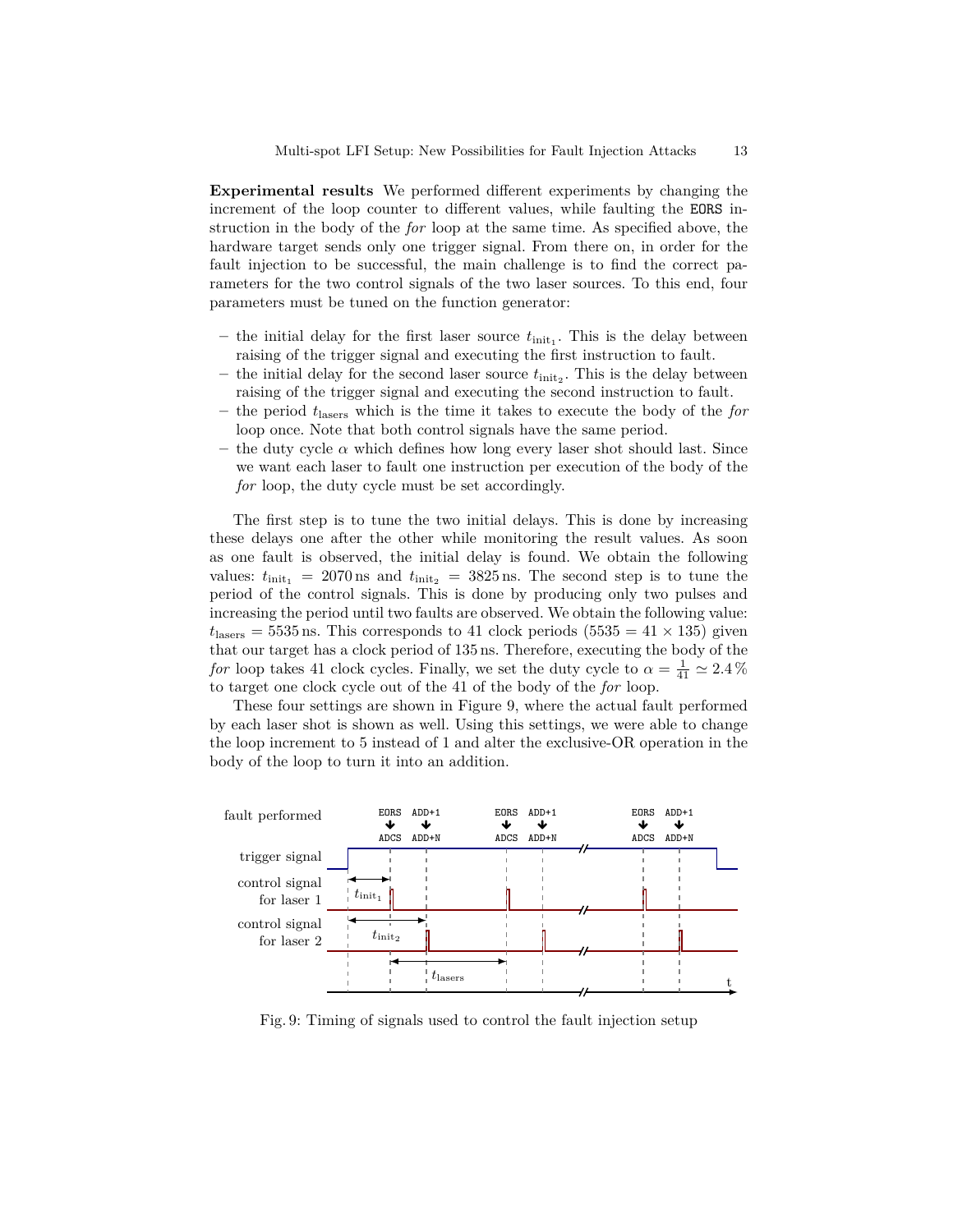**Experimental results** We performed different experiments by changing the increment of the loop counter to different values, while faulting the EORS instruction in the body of the *for* loop at the same time. As specified above, the hardware target sends only one trigger signal. From there on, in order for the fault injection to be successful, the main challenge is to find the correct parameters for the two control signals of the two laser sources. To this end, four parameters must be tuned on the function generator:

- the initial delay for the first laser source $t_{\text{init}_1}$. This is the delay between raising of the trigger signal and executing the first instruction to fault.
- the initial delay for the second laser source $t_{\text{init}_2}$. This is the delay between raising of the trigger signal and executing the second instruction to fault.
- the period $t_{\text{lasers}}$ which is the time it takes to execute the body of the *for* loop once. Note that both control signals have the same period.
- the duty cycle $\alpha$ which defines how long every laser shot should last. Since we want each laser to fault one instruction per execution of the body of the *for* loop, the duty cycle must be set accordingly.

The first step is to tune the two initial delays. This is done by increasing these delays one after the other while monitoring the result values. As soon as one fault is observed, the initial delay is found. We obtain the following values: $t_{\text{init}_1} = 2070\,\text{ns}$ and $t_{\text{init}_2} = 3825\,\text{ns}$. The second step is to tune the period of the control signals. This is done by producing only two pulses and increasing the period until two faults are observed. We obtain the following value: $t_{\text{lasers}} = 5535\,\text{ns}$. This corresponds to 41 clock periods ($5535 = 41 \times 135$) given that our target has a clock period of 135 ns. Therefore, executing the body of the *for* loop takes 41 clock cycles. Finally, we set the duty cycle to $\alpha = \frac{1}{41} \simeq 2.4\,\%$ to target one clock cycle out of the 41 of the body of the *for* loop.

These four settings are shown in Figure 9, where the actual fault performed by each laser shot is shown as well. Using this settings, we were able to change the loop increment to 5 instead of 1 and alter the exclusive-OR operation in the body of the loop to turn it into an addition.

Fig. 9: Timing of signals used to control the fault injection setup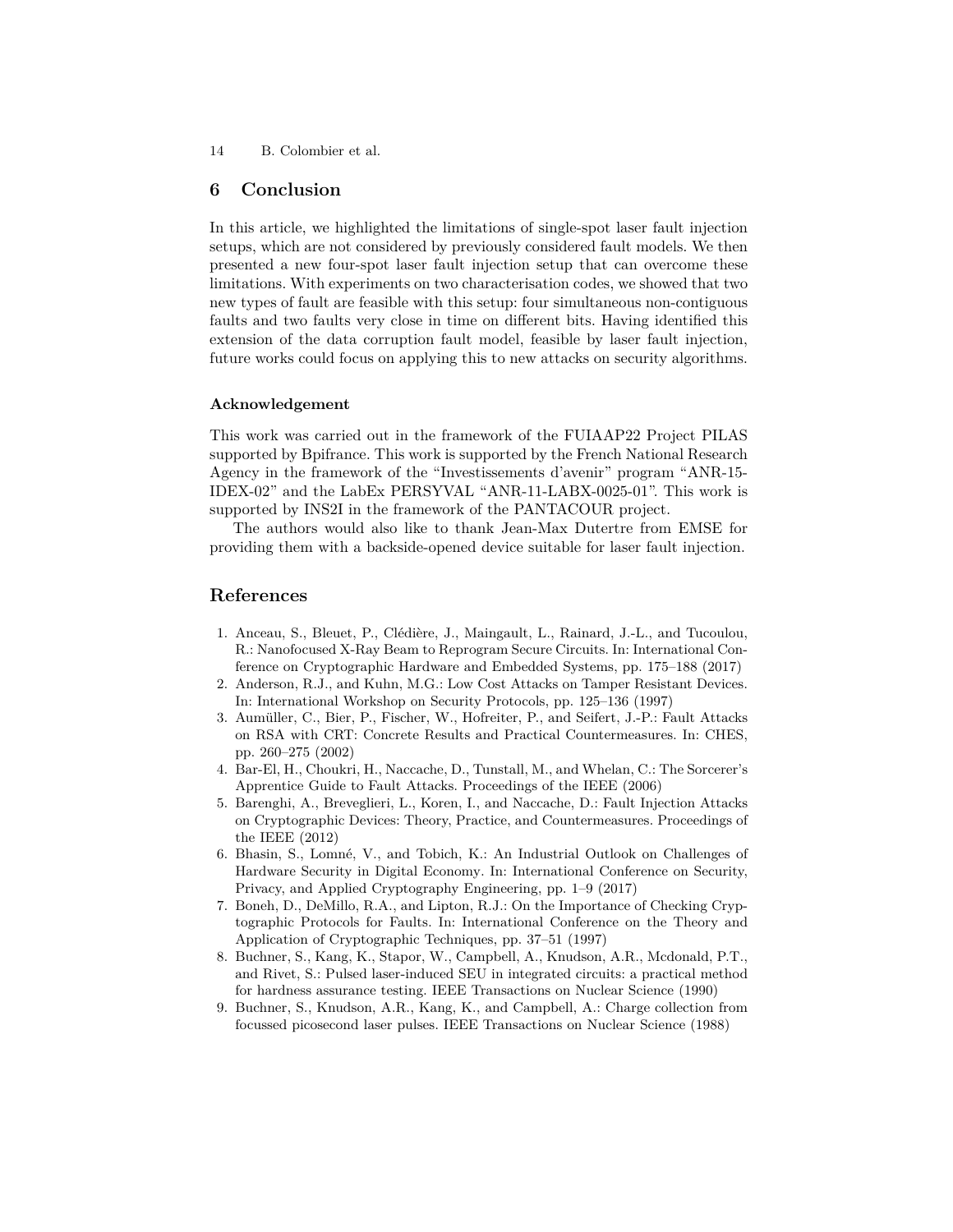## 6 Conclusion

In this article, we highlighted the limitations of single-spot laser fault injection setups, which are not considered by previously considered fault models. We then presented a new four-spot laser fault injection setup that can overcome these limitations. With experiments on two characterisation codes, we showed that two new types of fault are feasible with this setup: four simultaneous non-contiguous faults and two faults very close in time on different bits. Having identified this extension of the data corruption fault model, feasible by laser fault injection, future works could focus on applying this to new attacks on security algorithms.

### Acknowledgement

This work was carried out in the framework of the FUIAAP22 Project PILAS supported by Bpifrance. This work is supported by the French National Research Agency in the framework of the "Investissements d'avenir" program "ANR-15-IDEX-02" and the LabEx PERSYVAL "ANR-11-LABX-0025-01". This work is supported by INS2I in the framework of the PANTACOUR project.

The authors would also like to thank Jean-Max Dutertre from EMSE for providing them with a backside-opened device suitable for laser fault injection.

## References

1. Anceau, S., Bleuet, P., Clédière, J., Maingault, L., Rainard, J.-L., and Tucoulou, R.: Nanofocused X-Ray Beam to Reprogram Secure Circuits. In: International Conference on Cryptographic Hardware and Embedded Systems, pp. 175–188 (2017)
2. Anderson, R.J., and Kuhn, M.G.: Low Cost Attacks on Tamper Resistant Devices. In: International Workshop on Security Protocols, pp. 125–136 (1997)
3. Aumüller, C., Bier, P., Fischer, W., Hofreiter, P., and Seifert, J.-P.: Fault Attacks on RSA with CRT: Concrete Results and Practical Countermeasures. In: CHES, pp. 260–275 (2002)
4. Bar-El, H., Choukri, H., Naccache, D., Tunstall, M., and Whelan, C.: The Sorcerer's Apprentice Guide to Fault Attacks. Proceedings of the IEEE (2006)
5. Barenghi, A., Breveglieri, L., Koren, I., and Naccache, D.: Fault Injection Attacks on Cryptographic Devices: Theory, Practice, and Countermeasures. Proceedings of the IEEE (2012)
6. Bhasin, S., Lomné, V., and Tobich, K.: An Industrial Outlook on Challenges of Hardware Security in Digital Economy. In: International Conference on Security, Privacy, and Applied Cryptography Engineering, pp. 1–9 (2017)
7. Boneh, D., DeMillo, R.A., and Lipton, R.J.: On the Importance of Checking Cryptographic Protocols for Faults. In: International Conference on the Theory and Application of Cryptographic Techniques, pp. 37–51 (1997)
8. Buchner, S., Kang, K., Stapor, W., Campbell, A., Knudson, A.R., Mcdonald, P.T., and Rivet, S.: Pulsed laser-induced SEU in integrated circuits: a practical method for hardness assurance testing. IEEE Transactions on Nuclear Science (1990)
9. Buchner, S., Knudson, A.R., Kang, K., and Campbell, A.: Charge collection from focussed picosecond laser pulses. IEEE Transactions on Nuclear Science (1988)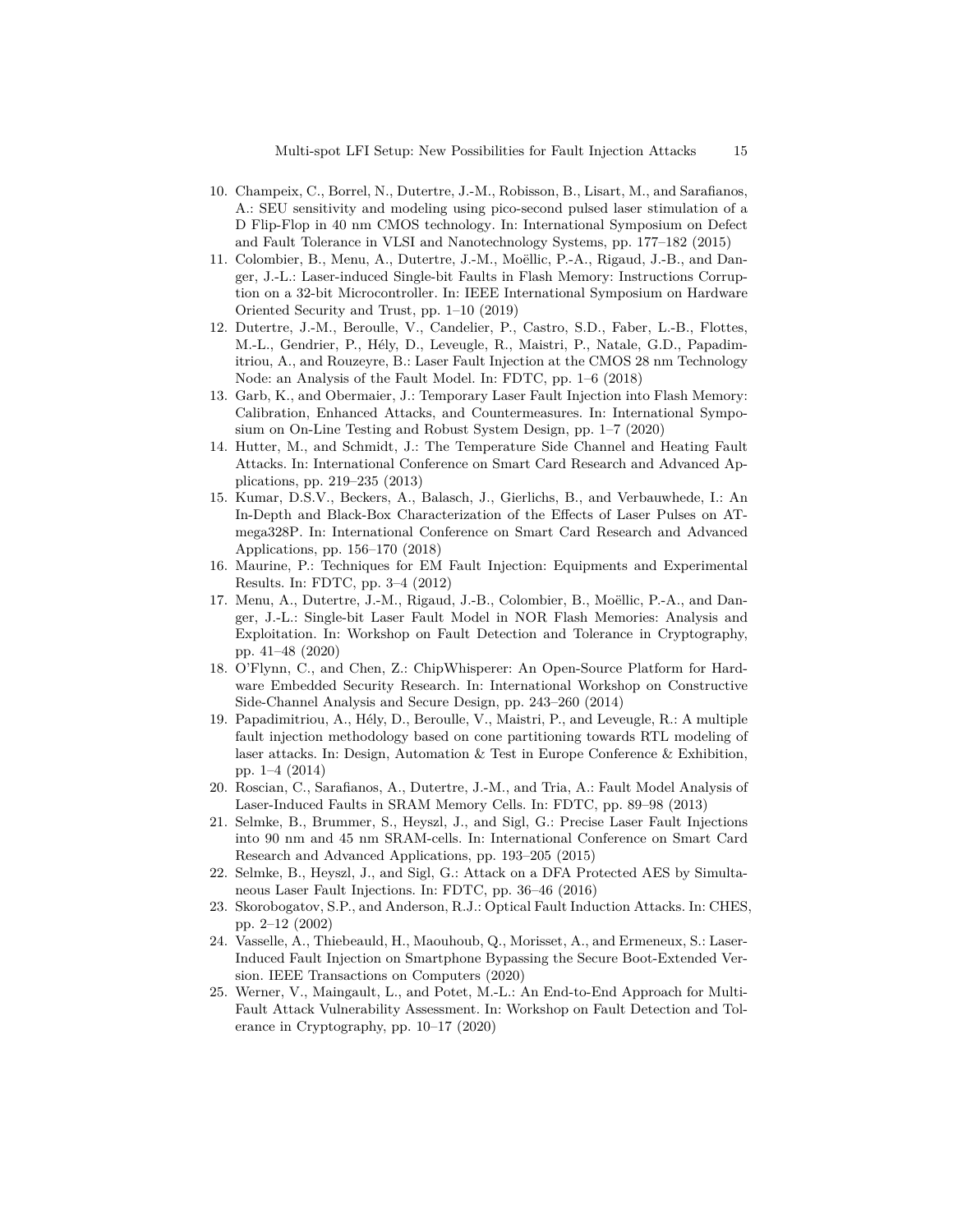10. Champeix, C., Borrel, N., Dutertre, J.-M., Robisson, B., Lisart, M., and Sarafianos, A.: SEU sensitivity and modeling using pico-second pulsed laser stimulation of a D Flip-Flop in 40 nm CMOS technology. In: International Symposium on Defect and Fault Tolerance in VLSI and Nanotechnology Systems, pp. 177–182 (2015)
11. Colombier, B., Menu, A., Dutertre, J.-M., Moëllic, P.-A., Rigaud, J.-B., and Danger, J.-L.: Laser-induced Single-bit Faults in Flash Memory: Instructions Corruption on a 32-bit Microcontroller. In: IEEE International Symposium on Hardware Oriented Security and Trust, pp. 1–10 (2019)
12. Dutertre, J.-M., Beroulle, V., Candelier, P., Castro, S.D., Faber, L.-B., Flottes, M.-L., Gendrier, P., Hély, D., Leveugle, R., Maistri, P., Natale, G.D., Papadimitriou, A., and Rouzeyre, B.: Laser Fault Injection at the CMOS 28 nm Technology Node: an Analysis of the Fault Model. In: FDTC, pp. 1–6 (2018)
13. Garb, K., and Obermaier, J.: Temporary Laser Fault Injection into Flash Memory: Calibration, Enhanced Attacks, and Countermeasures. In: International Symposium on On-Line Testing and Robust System Design, pp. 1–7 (2020)
14. Hutter, M., and Schmidt, J.: The Temperature Side Channel and Heating Fault Attacks. In: International Conference on Smart Card Research and Advanced Applications, pp. 219–235 (2013)
15. Kumar, D.S.V., Beckers, A., Balasch, J., Gierlichs, B., and Verbauwhede, I.: An In-Depth and Black-Box Characterization of the Effects of Laser Pulses on ATmega328P. In: International Conference on Smart Card Research and Advanced Applications, pp. 156–170 (2018)
16. Maurine, P.: Techniques for EM Fault Injection: Equipments and Experimental Results. In: FDTC, pp. 3–4 (2012)
17. Menu, A., Dutertre, J.-M., Rigaud, J.-B., Colombier, B., Moëllic, P.-A., and Danger, J.-L.: Single-bit Laser Fault Model in NOR Flash Memories: Analysis and Exploitation. In: Workshop on Fault Detection and Tolerance in Cryptography, pp. 41–48 (2020)
18. O'Flynn, C., and Chen, Z.: ChipWhisperer: An Open-Source Platform for Hardware Embedded Security Research. In: International Workshop on Constructive Side-Channel Analysis and Secure Design, pp. 243–260 (2014)
19. Papadimitriou, A., Hély, D., Beroulle, V., Maistri, P., and Leveugle, R.: A multiple fault injection methodology based on cone partitioning towards RTL modeling of laser attacks. In: Design, Automation & Test in Europe Conference & Exhibition, pp. 1–4 (2014)
20. Roscian, C., Sarafianos, A., Dutertre, J.-M., and Tria, A.: Fault Model Analysis of Laser-Induced Faults in SRAM Memory Cells. In: FDTC, pp. 89–98 (2013)
21. Selmke, B., Brummer, S., Heyszl, J., and Sigl, G.: Precise Laser Fault Injections into 90 nm and 45 nm SRAM-cells. In: International Conference on Smart Card Research and Advanced Applications, pp. 193–205 (2015)
22. Selmke, B., Heyszl, J., and Sigl, G.: Attack on a DFA Protected AES by Simultaneous Laser Fault Injections. In: FDTC, pp. 36–46 (2016)
23. Skorobogatov, S.P., and Anderson, R.J.: Optical Fault Induction Attacks. In: CHES, pp. 2–12 (2002)
24. Vasselle, A., Thiebeauld, H., Maouhoub, Q., Morisset, A., and Ermeneux, S.: Laser-Induced Fault Injection on Smartphone Bypassing the Secure Boot-Extended Version. IEEE Transactions on Computers (2020)
25. Werner, V., Maingault, L., and Potet, M.-L.: An End-to-End Approach for Multi-Fault Attack Vulnerability Assessment. In: Workshop on Fault Detection and Tolerance in Cryptography, pp. 10–17 (2020)